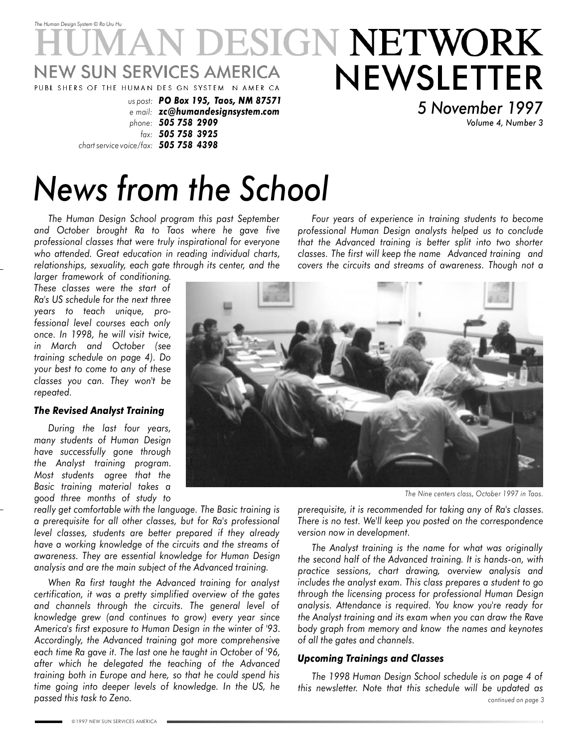*The Human Design System © Ra Uru Hu*

# HUMAN DESIGN NETWORK NEWSLETTER

NEW SUN SERVICES AMERICA
PUBLISHERS OF THE HUMAN DESIGN SYSTEM IN AMERICA

*us post:* ***PO Box 195, Taos, NM 87571***
*e mail:* ***zc@humandesignsystem.com***
*phone:* ***505 758 2909***
*fax:* ***505 758 3925***
*chart service voice/fax:* ***505 758 4398***

*5 November 1997*
*Volume 4, Number 3*

# *News from the School*

*The Human Design School program this past September and October brought Ra to Taos where he gave five professional classes that were truly inspirational for everyone who attended. Great education in reading individual charts, relationships, sexuality, each gate through its center, and the larger framework of conditioning. These classes were the start of Ra's US schedule for the next three years to teach unique, professional level courses each only once. In 1998, he will visit twice, in March and October (see training schedule on page 4). Do your best to come to any of these classes you can. They won't be repeated.*

### *The Revised Analyst Training*

*During the last four years, many students of Human Design have successfully gone through the Analyst training program. Most students agree that the Basic training material takes a good three months of study to really get comfortable with the language. The Basic training is a prerequisite for all other classes, but for Ra's professional level classes, students are better prepared if they already have a working knowledge of the circuits and the streams of awareness. They are essential knowledge for Human Design analysis and are the main subject of the Advanced training.*

*When Ra first taught the Advanced training for analyst certification, it was a pretty simplified overview of the gates and channels through the circuits. The general level of knowledge grew (and continues to grow) every year since America's first exposure to Human Design in the winter of '93. Accordingly, the Advanced training got more comprehensive each time Ra gave it. The last one he taught in October of '96, after which he delegated the teaching of the Advanced training both in Europe and here, so that he could spend his time going into deeper levels of knowledge. In the US, he passed this task to Zeno.*

*Four years of experience in training students to become professional Human Design analysts helped us to conclude that the Advanced training is better split into two shorter classes. The first will keep the name Advanced training and covers the circuits and streams of awareness. Though not a prerequisite, it is recommended for taking any of Ra's classes. There is no test. We'll keep you posted on the correspondence version now in development.*

*The Nine centers class, October 1997 in Taos.*

*The Analyst training is the name for what was originally the second half of the Advanced training. It is hands-on, with practice sessions, chart drawing, overview analysis and includes the analyst exam. This class prepares a student to go through the licensing process for professional Human Design analysis. Attendance is required. You know you're ready for the Analyst training and its exam when you can draw the Rave body graph from memory and know the names and keynotes of all the gates and channels.*

### *Upcoming Trainings and Classes*

*The 1998 Human Design School schedule is on page 4 of this newsletter. Note that this schedule will be updated as*

*continued on page 3*

©1997 NEW SUN SERVICES AMERICA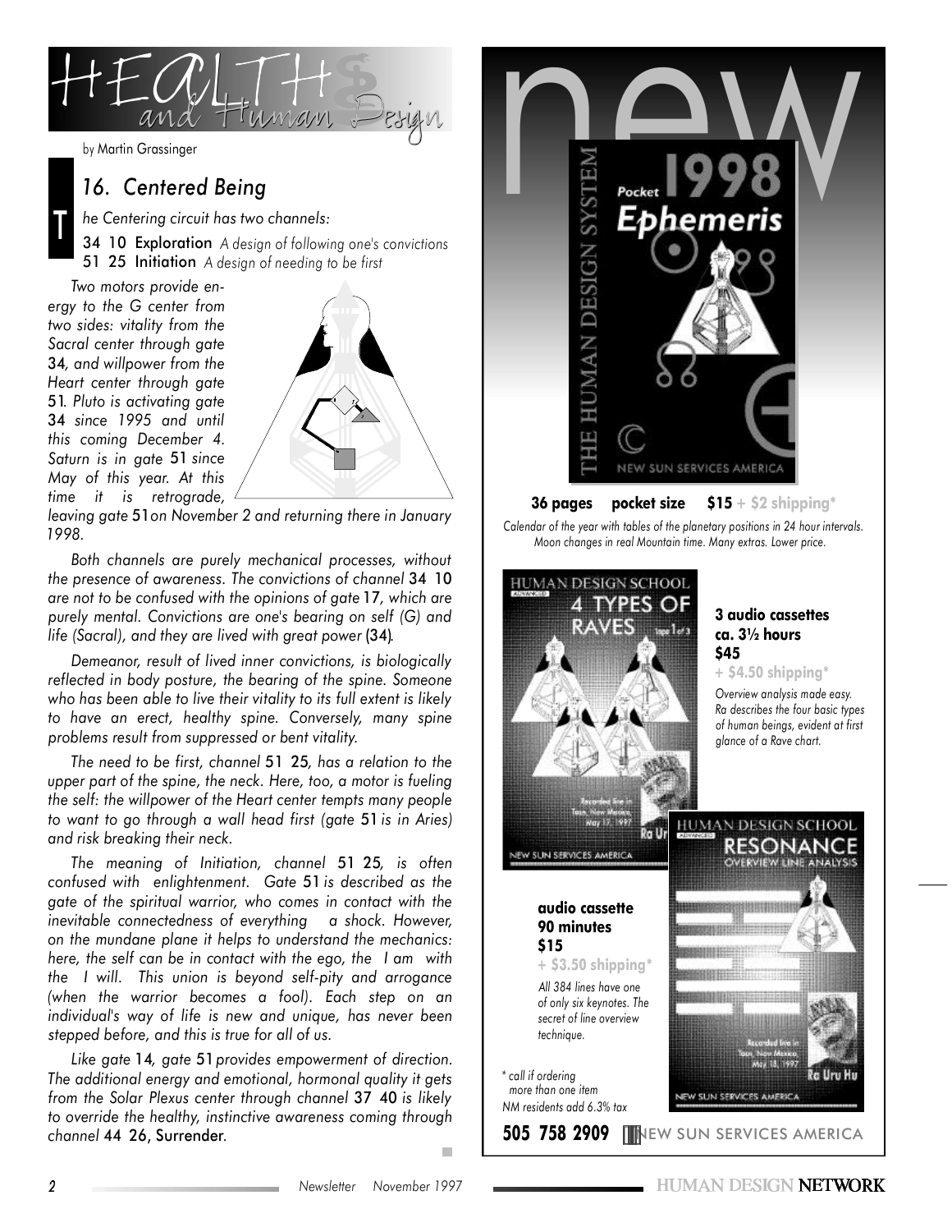# HEALTH and Human Design

by Martin Grassinger

## 16. Centered Being

The Centering circuit has two channels:

**34 10 Exploration** *A design of following one's convictions*
**51 25 Initiation** *A design of needing to be first*

*Two motors provide energy to the G center from two sides: vitality from the Sacral center through gate* 34*, and willpower from the Heart center through gate* 51*. Pluto is activating gate* 34 *since 1995 and until this coming December 4. Saturn is in gate* 51 *since May of this year. At this time it is retrograde, leaving gate* 51 *on November 2 and returning there in January 1998.*

*Both channels are purely mechanical processes, without the presence of awareness. The convictions of channel* 34 10 *are not to be confused with the opinions of gate* 17*, which are purely mental. Convictions are one's bearing on self (G) and life (Sacral), and they are lived with great power* (34)*.*

*Demeanor, result of lived inner convictions, is biologically reflected in body posture, the bearing of the spine. Someone who has been able to live their vitality to its full extent is likely to have an erect, healthy spine. Conversely, many spine problems result from suppressed or bent vitality.*

*The need to be first, channel* 51 25*, has a relation to the upper part of the spine, the neck. Here, too, a motor is fueling the self: the willpower of the Heart center tempts many people to want to go through a wall head first (gate* 51 *is in Aries) and risk breaking their neck.*

*The meaning of Initiation, channel* 51 25*, is often confused with enlightenment. Gate* 51 *is described as the gate of the spiritual warrior, who comes in contact with the inevitable connectedness of everything a shock. However, on the mundane plane it helps to understand the mechanics: here, the self can be in contact with the ego, the I am with the I will. This union is beyond self-pity and arrogance (when the warrior becomes a fool). Each step on an individual's way of life is new and unique, has never been stepped before, and this is true for all of us.*

*Like gate* 14*, gate* 51 *provides empowerment of direction. The additional energy and emotional, hormonal quality it gets from the Solar Plexus center through channel* 37 40 *is likely to override the healthy, instinctive awareness coming through channel* 44 26*, Surrender.*

# new

**Pocket 1998 Ephemeris**

**36 pages pocket size $15** + $2 shipping*

*Calendar of the year with tables of the planetary positions in 24 hour intervals. Moon changes in real Mountain time. Many extras. Lower price.*

**Human Design School — 4 Types of Raves**

**3 audio cassettes**
**ca. 3½ hours**
**$45**
+ $4.50 shipping*

*Overview analysis made easy. Ra describes the four basic types of human beings, evident at first glance of a Rave chart.*

**Human Design School — Resonance: Overview Line Analysis**

**audio cassette**
**90 minutes**
**$15**
+ $3.50 shipping*

*All 384 lines have one of only six keynotes. The secret of line overview technique.*

*\* call if ordering more than one item*
*NM residents add 6.3% tax*

**505 758 2909** NEW SUN SERVICES AMERICA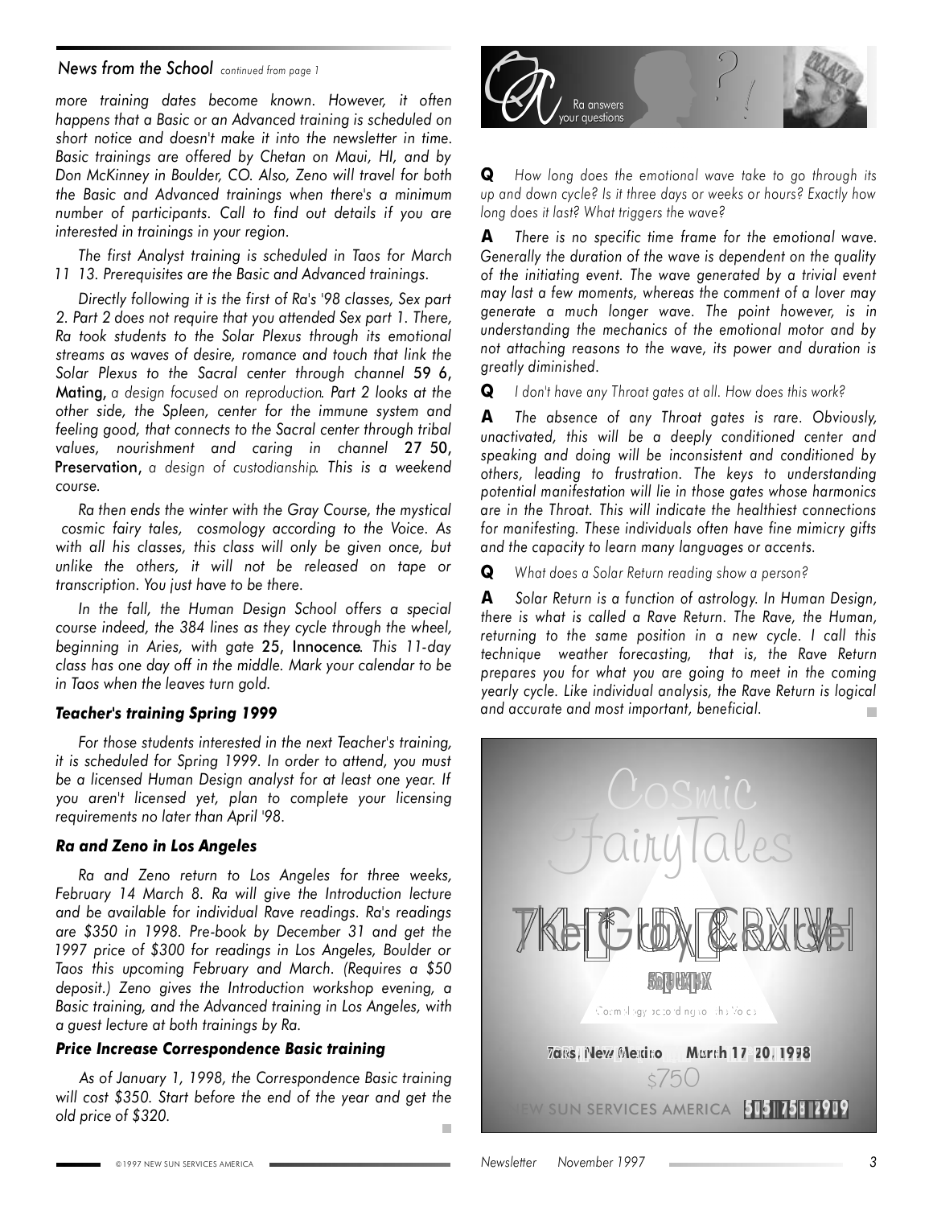*News from the School* *continued from page 1*

*more training dates become known. However, it often happens that a Basic or an Advanced training is scheduled on short notice and doesn't make it into the newsletter in time. Basic trainings are offered by Chetan on Maui, HI, and by Don McKinney in Boulder, CO. Also, Zeno will travel for both the Basic and Advanced trainings when there's a minimum number of participants. Call to find out details if you are interested in trainings in your region.*

*The first Analyst training is scheduled in Taos for March 11 13. Prerequisites are the Basic and Advanced trainings.*

*Directly following it is the first of Ra's '98 classes, Sex part 2. Part 2 does not require that you attended Sex part 1. There, Ra took students to the Solar Plexus through its emotional streams as waves of desire, romance and touch that link the Solar Plexus to the Sacral center through channel* 59 6, Mating, *a design focused on reproduction. Part 2 looks at the other side, the Spleen, center for the immune system and feeling good, that connects to the Sacral center through tribal values, nourishment and caring in channel* 27 50, Preservation, *a design of custodianship. This is a weekend course.*

*Ra then ends the winter with the Gray Course, the mystical cosmic fairy tales, cosmology according to the Voice. As with all his classes, this class will only be given once, but unlike the others, it will not be released on tape or transcription. You just have to be there.*

*In the fall, the Human Design School offers a special course indeed, the 384 lines as they cycle through the wheel, beginning in Aries, with gate* 25, Innocence*. This 11-day class has one day off in the middle. Mark your calendar to be in Taos when the leaves turn gold.*

### *Teacher's training Spring 1999*

*For those students interested in the next Teacher's training, it is scheduled for Spring 1999. In order to attend, you must be a licensed Human Design analyst for at least one year. If you aren't licensed yet, plan to complete your licensing requirements no later than April '98.*

### *Ra and Zeno in Los Angeles*

*Ra and Zeno return to Los Angeles for three weeks, February 14 March 8. Ra will give the Introduction lecture and be available for individual Rave readings. Ra's readings are $350 in 1998. Pre-book by December 31 and get the 1997 price of $300 for readings in Los Angeles, Boulder or Taos this upcoming February and March. (Requires a $50 deposit.) Zeno gives the Introduction workshop evening, a Basic training, and the Advanced training in Los Angeles, with a guest lecture at both trainings by Ra.*

### *Price Increase Correspondence Basic training*

*As of January 1, 1998, the Correspondence Basic training will cost $350. Start before the end of the year and get the old price of $320.*

## Q&A — Ra answers your questions

**Q** *How long does the emotional wave take to go through its up and down cycle? Is it three days or weeks or hours? Exactly how long does it last? What triggers the wave?*

**A** *There is no specific time frame for the emotional wave. Generally the duration of the wave is dependent on the quality of the initiating event. The wave generated by a trivial event may last a few moments, whereas the comment of a lover may generate a much longer wave. The point however, is in understanding the mechanics of the emotional motor and by not attaching reasons to the wave, its power and duration is greatly diminished.*

**Q** *I don't have any Throat gates at all. How does this work?*

**A** *The absence of any Throat gates is rare. Obviously, unactivated, this will be a deeply conditioned center and speaking and doing will be inconsistent and conditioned by others, leading to frustration. The keys to understanding potential manifestation will lie in those gates whose harmonics are in the Throat. This will indicate the healthiest connections for manifesting. These individuals often have fine mimicry gifts and the capacity to learn many languages or accents.*

**Q** *What does a Solar Return reading show a person?*

**A** *Solar Return is a function of astrology. In Human Design, there is what is called a Rave Return. The Rave, the Human, returning to the same position in a new cycle. I call this technique weather forecasting, that is, the Rave Return prepares you for what you are going to meet in the coming yearly cycle. Like individual analysis, the Rave Return is logical and accurate and most important, beneficial.*

Cosmic Fairy Tales

The Gray Course

Cosmology according to the Voice

Taos, New Mexico March 17 20, 1998

$750

NEW SUN SERVICES AMERICA 505 758 2909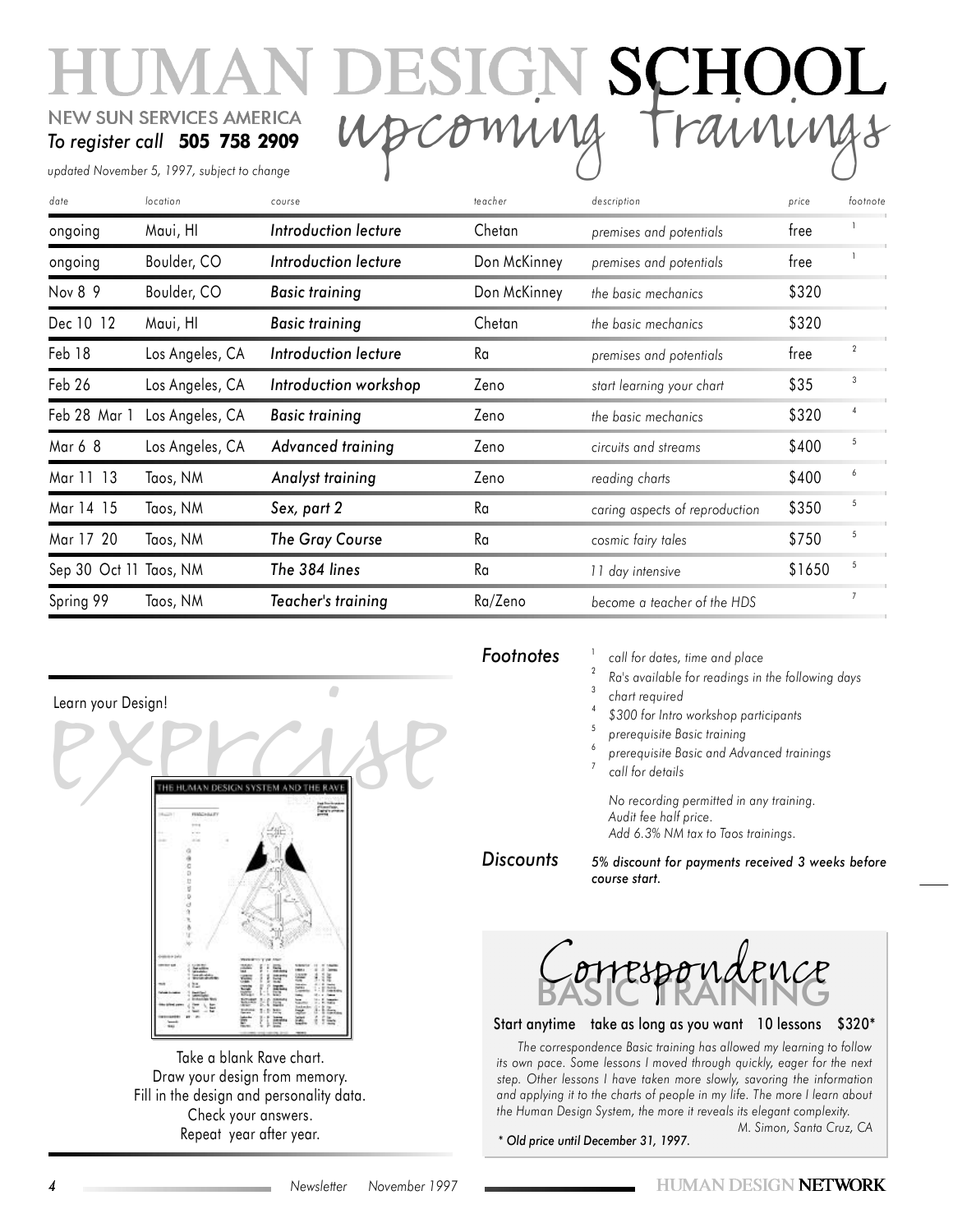# HUMAN DESIGN SCHOOL upcoming trainings

NEW SUN SERVICES AMERICA

*To register call* **505 758 2909**

*updated November 5, 1997, subject to change*

| date | location | course | teacher | description | price | footnote |
|---|---|---|---|---|---|---|
| ongoing | Maui, HI | *Introduction lecture* | Chetan | *premises and potentials* | free | 1 |
| ongoing | Boulder, CO | *Introduction lecture* | Don McKinney | *premises and potentials* | free | 1 |
| Nov 8 9 | Boulder, CO | *Basic training* | Don McKinney | *the basic mechanics* | $320 | |
| Dec 10 12 | Maui, HI | *Basic training* | Chetan | *the basic mechanics* | $320 | |
| Feb 18 | Los Angeles, CA | *Introduction lecture* | Ra | *premises and potentials* | free | 2 |
| Feb 26 | Los Angeles, CA | *Introduction workshop* | Zeno | *start learning your chart* | $35 | 3 |
| Feb 28 Mar 1 | Los Angeles, CA | *Basic training* | Zeno | *the basic mechanics* | $320 | 4 |
| Mar 6 8 | Los Angeles, CA | *Advanced training* | Zeno | *circuits and streams* | $400 | 5 |
| Mar 11 13 | Taos, NM | *Analyst training* | Zeno | *reading charts* | $400 | 6 |
| Mar 14 15 | Taos, NM | *Sex, part 2* | Ra | *caring aspects of reproduction* | $350 | 5 |
| Mar 17 20 | Taos, NM | *The Gray Course* | Ra | *cosmic fairy tales* | $750 | 5 |
| Sep 30 Oct 11 | Taos, NM | *The 384 lines* | Ra | *11 day intensive* | $1650 | 5 |
| Spring 99 | Taos, NM | *Teacher's training* | Ra/Zeno | *become a teacher of the HDS* | | 7 |

*Footnotes*

1. *call for dates, time and place*
2. *Ra's available for readings in the following days*
3. *chart required*
4. *$300 for Intro workshop participants*
5. *prerequisite Basic training*
6. *prerequisite Basic and Advanced trainings*
7. *call for details*

*No recording permitted in any training.*
*Audit fee half price.*
*Add 6.3% NM tax to Taos trainings.*

*Discounts*

*5% discount for payments received 3 weeks before course start.*

Learn your Design!

## exercise

Take a blank Rave chart.
Draw your design from memory.
Fill in the design and personality data.
Check your answers.
Repeat year after year.

## Correspondence BASIC TRAINING

Start anytime take as long as you want 10 lessons $320*

*The correspondence Basic training has allowed my learning to follow its own pace. Some lessons I moved through quickly, eager for the next step. Other lessons I have taken more slowly, savoring the information and applying it to the charts of people in my life. The more I learn about the Human Design System, the more it reveals its elegant complexity.*

*M. Simon, Santa Cruz, CA*

*\* Old price until December 31, 1997.*